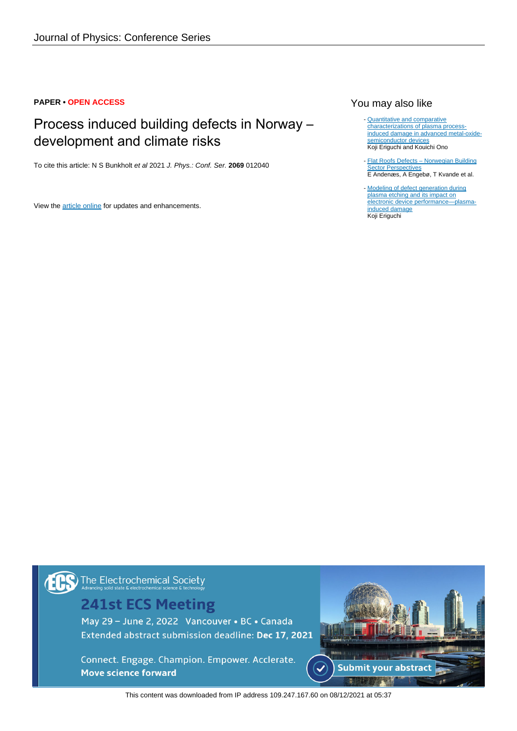Journal of Physics: Conference Series

**PAPER** • **OPEN ACCESS**

# Process induced building defects in Norway – development and climate risks

To cite this article: N S Bunkholt *et al* 2021 *J. Phys.: Conf. Ser.* **2069** 012040

View the article online for updates and enhancements.

## You may also like

- Quantitative and comparative characterizations of plasma process-induced damage in advanced metal-oxide-semiconductor devices
Koji Eriguchi and Kouichi Ono

- Flat Roofs Defects – Norwegian Building Sector Perspectives
E Andenæs, A Engebø, T Kvande et al.

- Modeling of defect generation during plasma etching and its impact on electronic device performance—plasma-induced damage
Koji Eriguchi

The Electrochemical Society
Advancing solid state & electrochemical science & technology

241st ECS Meeting

May 29 – June 2, 2022 Vancouver • BC • Canada
Extended abstract submission deadline: **Dec 17, 2021**

Connect. Engage. Champion. Empower. Acclerate.
**Move science forward**

Submit your abstract

This content was downloaded from IP address 109.247.167.60 on 08/12/2021 at 05:37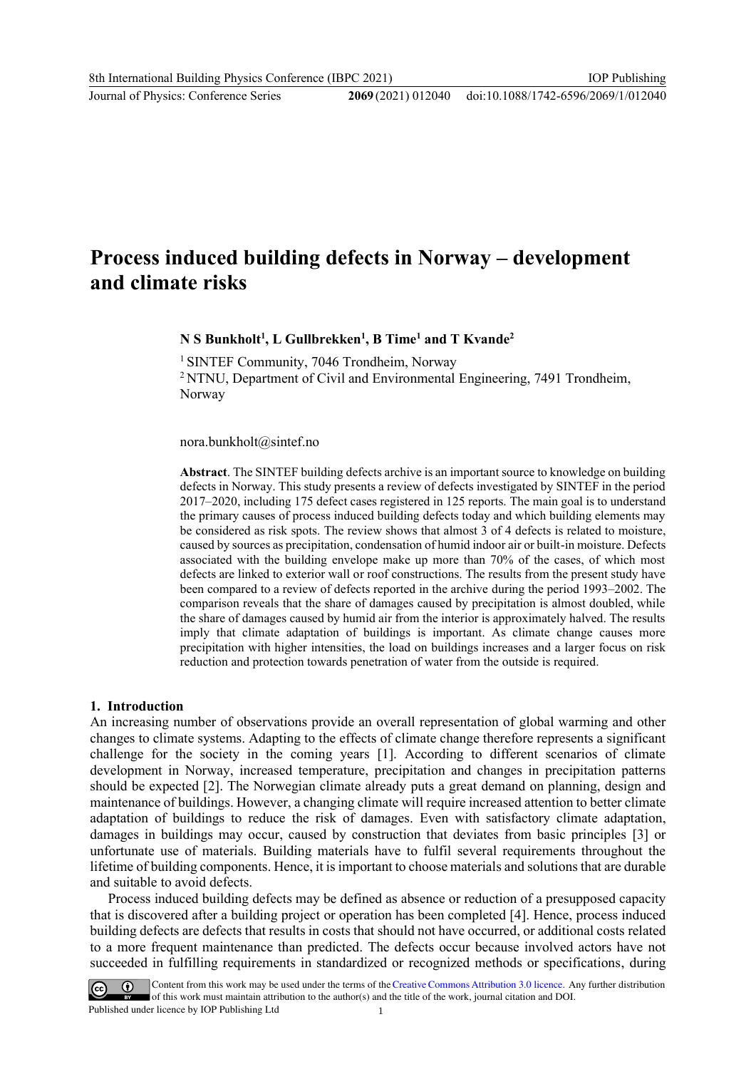# Process induced building defects in Norway – development and climate risks

**N S Bunkholt[1], L Gullbrekken[1], B Time[1] and T Kvande[2]**

[1] SINTEF Community, 7046 Trondheim, Norway
[2] NTNU, Department of Civil and Environmental Engineering, 7491 Trondheim, Norway

nora.bunkholt@sintef.no

**Abstract**. The SINTEF building defects archive is an important source to knowledge on building defects in Norway. This study presents a review of defects investigated by SINTEF in the period 2017–2020, including 175 defect cases registered in 125 reports. The main goal is to understand the primary causes of process induced building defects today and which building elements may be considered as risk spots. The review shows that almost 3 of 4 defects is related to moisture, caused by sources as precipitation, condensation of humid indoor air or built-in moisture. Defects associated with the building envelope make up more than 70% of the cases, of which most defects are linked to exterior wall or roof constructions. The results from the present study have been compared to a review of defects reported in the archive during the period 1993–2002. The comparison reveals that the share of damages caused by precipitation is almost doubled, while the share of damages caused by humid air from the interior is approximately halved. The results imply that climate adaptation of buildings is important. As climate change causes more precipitation with higher intensities, the load on buildings increases and a larger focus on risk reduction and protection towards penetration of water from the outside is required.

## 1. Introduction

An increasing number of observations provide an overall representation of global warming and other changes to climate systems. Adapting to the effects of climate change therefore represents a significant challenge for the society in the coming years [1]. According to different scenarios of climate development in Norway, increased temperature, precipitation and changes in precipitation patterns should be expected [2]. The Norwegian climate already puts a great demand on planning, design and maintenance of buildings. However, a changing climate will require increased attention to better climate adaptation of buildings to reduce the risk of damages. Even with satisfactory climate adaptation, damages in buildings may occur, caused by construction that deviates from basic principles [3] or unfortunate use of materials. Building materials have to fulfil several requirements throughout the lifetime of building components. Hence, it is important to choose materials and solutions that are durable and suitable to avoid defects.

Process induced building defects may be defined as absence or reduction of a presupposed capacity that is discovered after a building project or operation has been completed [4]. Hence, process induced building defects are defects that results in costs that should not have occurred, or additional costs related to a more frequent maintenance than predicted. The defects occur because involved actors have not succeeded in fulfilling requirements in standardized or recognized methods or specifications, during

Content from this work may be used under the terms of the Creative Commons Attribution 3.0 licence. Any further distribution of this work must maintain attribution to the author(s) and the title of the work, journal citation and DOI.
Published under licence by IOP Publishing Ltd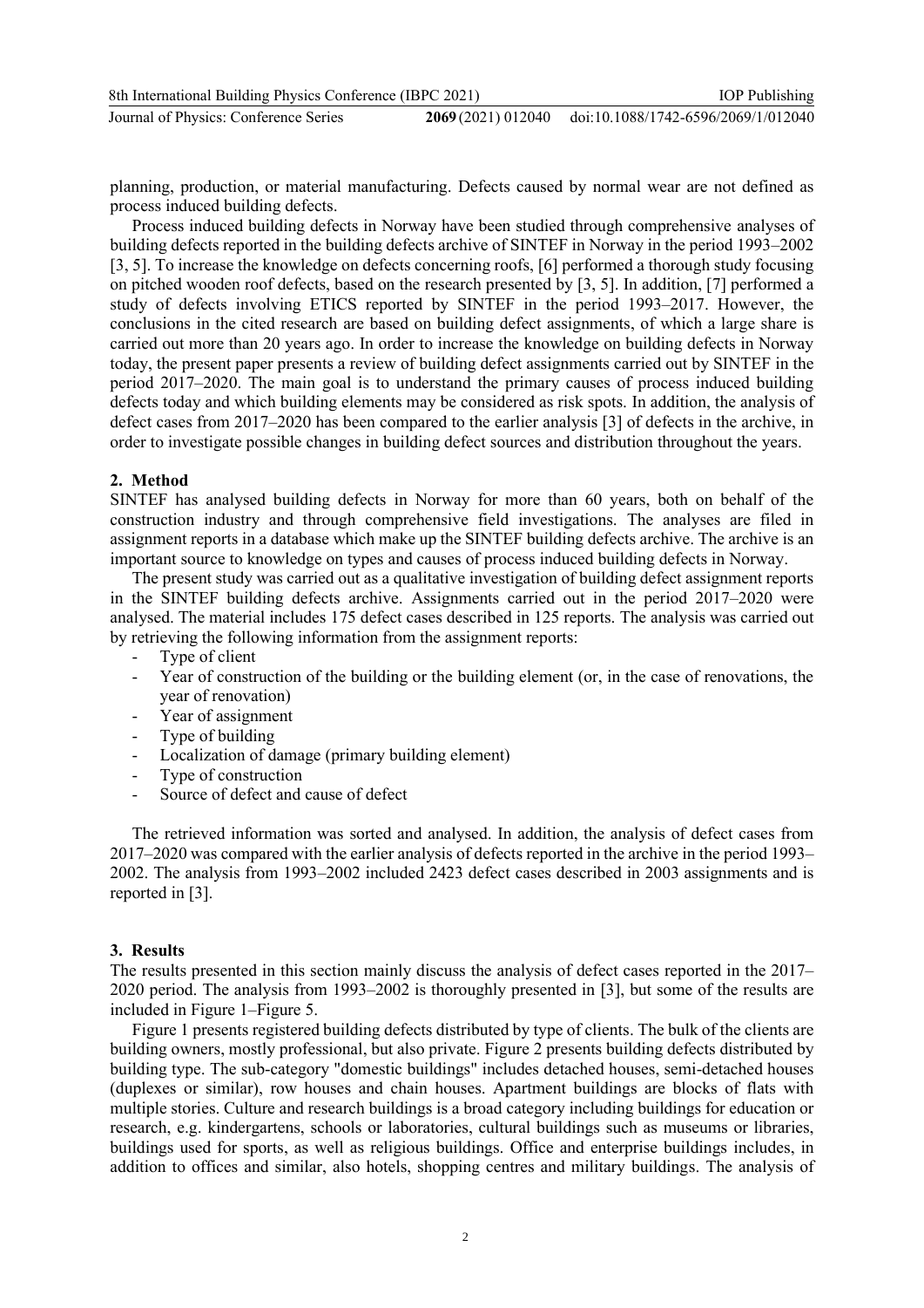planning, production, or material manufacturing. Defects caused by normal wear are not defined as process induced building defects.

Process induced building defects in Norway have been studied through comprehensive analyses of building defects reported in the building defects archive of SINTEF in Norway in the period 1993–2002 [3, 5]. To increase the knowledge on defects concerning roofs, [6] performed a thorough study focusing on pitched wooden roof defects, based on the research presented by [3, 5]. In addition, [7] performed a study of defects involving ETICS reported by SINTEF in the period 1993–2017. However, the conclusions in the cited research are based on building defect assignments, of which a large share is carried out more than 20 years ago. In order to increase the knowledge on building defects in Norway today, the present paper presents a review of building defect assignments carried out by SINTEF in the period 2017–2020. The main goal is to understand the primary causes of process induced building defects today and which building elements may be considered as risk spots. In addition, the analysis of defect cases from 2017–2020 has been compared to the earlier analysis [3] of defects in the archive, in order to investigate possible changes in building defect sources and distribution throughout the years.

## 2. Method

SINTEF has analysed building defects in Norway for more than 60 years, both on behalf of the construction industry and through comprehensive field investigations. The analyses are filed in assignment reports in a database which make up the SINTEF building defects archive. The archive is an important source to knowledge on types and causes of process induced building defects in Norway.

The present study was carried out as a qualitative investigation of building defect assignment reports in the SINTEF building defects archive. Assignments carried out in the period 2017–2020 were analysed. The material includes 175 defect cases described in 125 reports. The analysis was carried out by retrieving the following information from the assignment reports:

- Type of client
- Year of construction of the building or the building element (or, in the case of renovations, the year of renovation)
- Year of assignment
- Type of building
- Localization of damage (primary building element)
- Type of construction
- Source of defect and cause of defect

The retrieved information was sorted and analysed. In addition, the analysis of defect cases from 2017–2020 was compared with the earlier analysis of defects reported in the archive in the period 1993–2002. The analysis from 1993–2002 included 2423 defect cases described in 2003 assignments and is reported in [3].

## 3. Results

The results presented in this section mainly discuss the analysis of defect cases reported in the 2017–2020 period. The analysis from 1993–2002 is thoroughly presented in [3], but some of the results are included in Figure 1–Figure 5.

Figure 1 presents registered building defects distributed by type of clients. The bulk of the clients are building owners, mostly professional, but also private. Figure 2 presents building defects distributed by building type. The sub-category "domestic buildings" includes detached houses, semi-detached houses (duplexes or similar), row houses and chain houses. Apartment buildings are blocks of flats with multiple stories. Culture and research buildings is a broad category including buildings for education or research, e.g. kindergartens, schools or laboratories, cultural buildings such as museums or libraries, buildings used for sports, as well as religious buildings. Office and enterprise buildings includes, in addition to offices and similar, also hotels, shopping centres and military buildings. The analysis of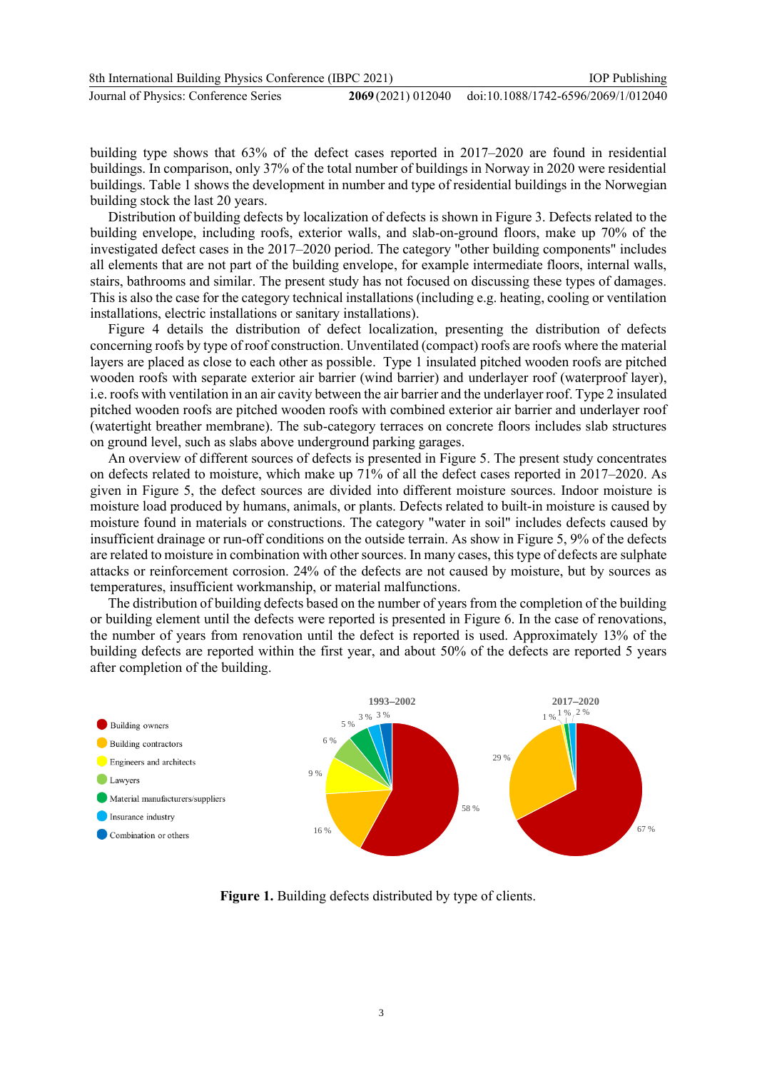building type shows that 63% of the defect cases reported in 2017–2020 are found in residential buildings. In comparison, only 37% of the total number of buildings in Norway in 2020 were residential buildings. Table 1 shows the development in number and type of residential buildings in the Norwegian building stock the last 20 years.

Distribution of building defects by localization of defects is shown in Figure 3. Defects related to the building envelope, including roofs, exterior walls, and slab-on-ground floors, make up 70% of the investigated defect cases in the 2017–2020 period. The category "other building components" includes all elements that are not part of the building envelope, for example intermediate floors, internal walls, stairs, bathrooms and similar. The present study has not focused on discussing these types of damages. This is also the case for the category technical installations (including e.g. heating, cooling or ventilation installations, electric installations or sanitary installations).

Figure 4 details the distribution of defect localization, presenting the distribution of defects concerning roofs by type of roof construction. Unventilated (compact) roofs are roofs where the material layers are placed as close to each other as possible. Type 1 insulated pitched wooden roofs are pitched wooden roofs with separate exterior air barrier (wind barrier) and underlayer roof (waterproof layer), i.e. roofs with ventilation in an air cavity between the air barrier and the underlayer roof. Type 2 insulated pitched wooden roofs are pitched wooden roofs with combined exterior air barrier and underlayer roof (watertight breather membrane). The sub-category terraces on concrete floors includes slab structures on ground level, such as slabs above underground parking garages.

An overview of different sources of defects is presented in Figure 5. The present study concentrates on defects related to moisture, which make up 71% of all the defect cases reported in 2017–2020. As given in Figure 5, the defect sources are divided into different moisture sources. Indoor moisture is moisture load produced by humans, animals, or plants. Defects related to built-in moisture is caused by moisture found in materials or constructions. The category "water in soil" includes defects caused by insufficient drainage or run-off conditions on the outside terrain. As show in Figure 5, 9% of the defects are related to moisture in combination with other sources. In many cases, this type of defects are sulphate attacks or reinforcement corrosion. 24% of the defects are not caused by moisture, but by sources as temperatures, insufficient workmanship, or material malfunctions.

The distribution of building defects based on the number of years from the completion of the building or building element until the defects were reported is presented in Figure 6. In the case of renovations, the number of years from renovation until the defect is reported is used. Approximately 13% of the building defects are reported within the first year, and about 50% of the defects are reported 5 years after completion of the building.

| Client type | 1993–2002 | 2017–2020 |
|---|---|---|
| Building owners | 58 % | 67 % |
| Building contractors | 16 % | 29 % |
| Engineers and architects | 9 % | 1 % |
| Lawyers | 6 % | |
| Material manufacturers/suppliers | 5 % | 1 % |
| Insurance industry | 3 % | 2 % |
| Combination or others | 3 % | |

**Figure 1.** Building defects distributed by type of clients.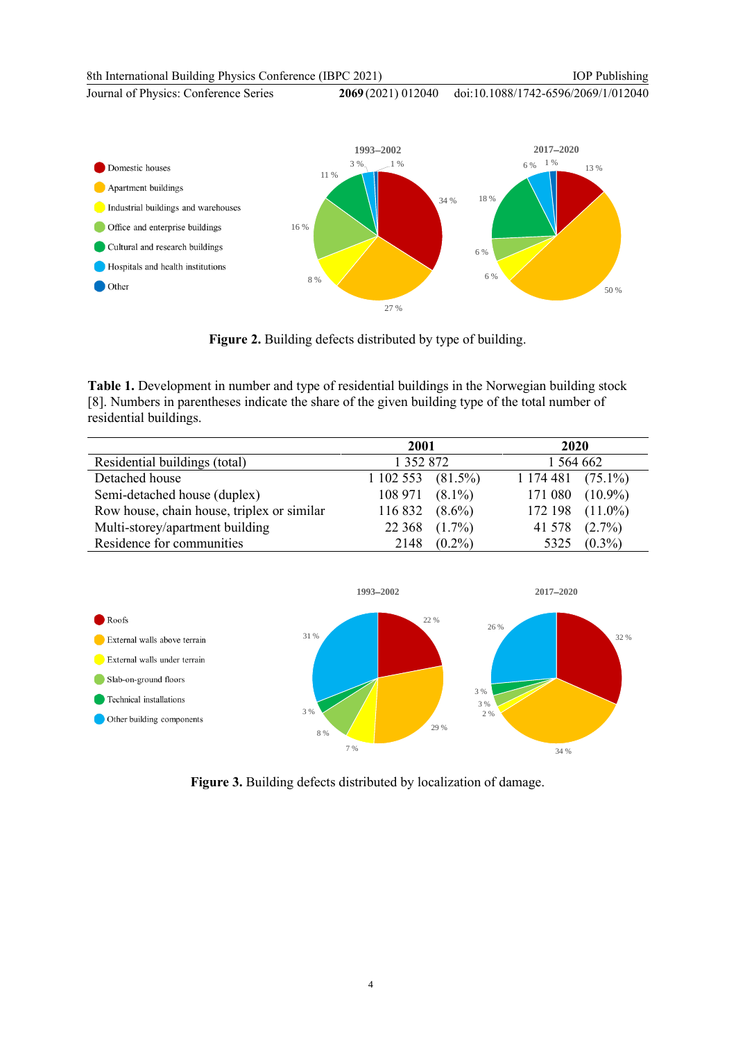**Figure 2.** Building defects distributed by type of building.

**Table 1.** Development in number and type of residential buildings in the Norwegian building stock [8]. Numbers in parentheses indicate the share of the given building type of the total number of residential buildings.

| | 2001 | 2020 |
|---|---|---|
| Residential buildings (total) | 1 352 872 | 1 564 662 |
| Detached house | 1 102 553 (81.5%) | 1 174 481 (75.1%) |
| Semi-detached house (duplex) | 108 971 (8.1%) | 171 080 (10.9%) |
| Row house, chain house, triplex or similar | 116 832 (8.6%) | 172 198 (11.0%) |
| Multi-storey/apartment building | 22 368 (1.7%) | 41 578 (2.7%) |
| Residence for communities | 2148 (0.2%) | 5325 (0.3%) |

**Figure 3.** Building defects distributed by localization of damage.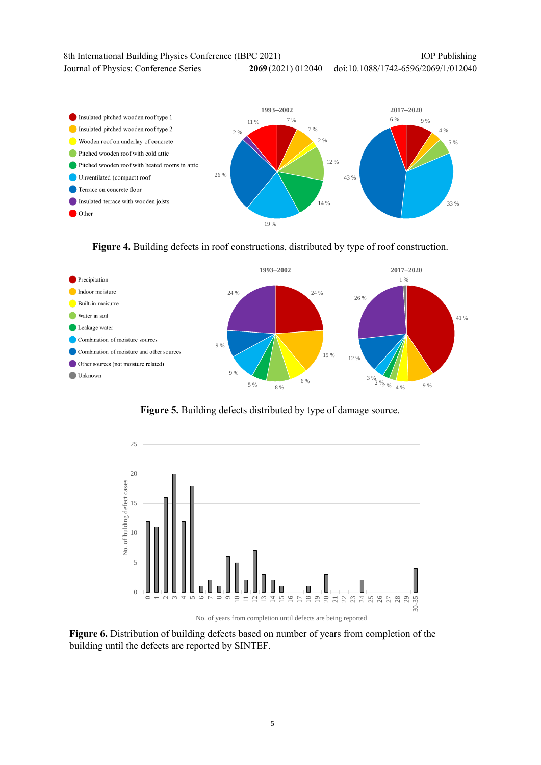**Figure 4.** Building defects in roof constructions, distributed by type of roof construction.

**Figure 5.** Building defects distributed by type of damage source.

**Figure 6.** Distribution of building defects based on number of years from completion of the building until the defects are reported by SINTEF.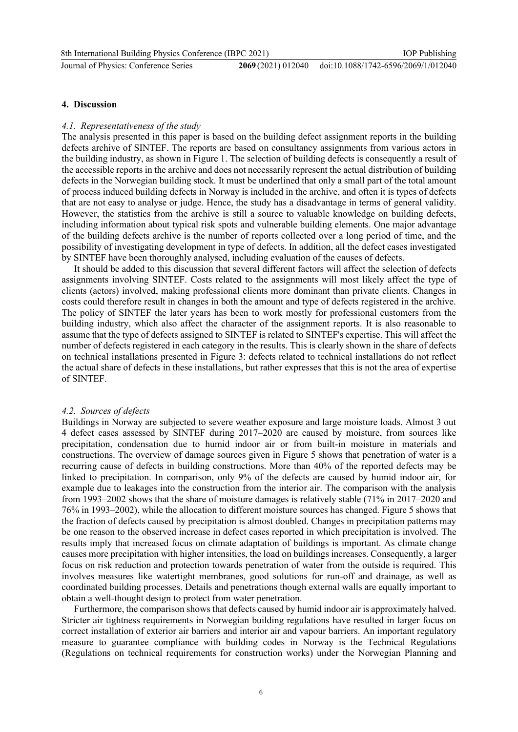## 4. Discussion

### *4.1. Representativeness of the study*

The analysis presented in this paper is based on the building defect assignment reports in the building defects archive of SINTEF. The reports are based on consultancy assignments from various actors in the building industry, as shown in Figure 1. The selection of building defects is consequently a result of the accessible reports in the archive and does not necessarily represent the actual distribution of building defects in the Norwegian building stock. It must be underlined that only a small part of the total amount of process induced building defects in Norway is included in the archive, and often it is types of defects that are not easy to analyse or judge. Hence, the study has a disadvantage in terms of general validity. However, the statistics from the archive is still a source to valuable knowledge on building defects, including information about typical risk spots and vulnerable building elements. One major advantage of the building defects archive is the number of reports collected over a long period of time, and the possibility of investigating development in type of defects. In addition, all the defect cases investigated by SINTEF have been thoroughly analysed, including evaluation of the causes of defects.

It should be added to this discussion that several different factors will affect the selection of defects assignments involving SINTEF. Costs related to the assignments will most likely affect the type of clients (actors) involved, making professional clients more dominant than private clients. Changes in costs could therefore result in changes in both the amount and type of defects registered in the archive. The policy of SINTEF the later years has been to work mostly for professional customers from the building industry, which also affect the character of the assignment reports. It is also reasonable to assume that the type of defects assigned to SINTEF is related to SINTEF's expertise. This will affect the number of defects registered in each category in the results. This is clearly shown in the share of defects on technical installations presented in Figure 3: defects related to technical installations do not reflect the actual share of defects in these installations, but rather expresses that this is not the area of expertise of SINTEF.

### *4.2. Sources of defects*

Buildings in Norway are subjected to severe weather exposure and large moisture loads. Almost 3 out 4 defect cases assessed by SINTEF during 2017–2020 are caused by moisture, from sources like precipitation, condensation due to humid indoor air or from built-in moisture in materials and constructions. The overview of damage sources given in Figure 5 shows that penetration of water is a recurring cause of defects in building constructions. More than 40% of the reported defects may be linked to precipitation. In comparison, only 9% of the defects are caused by humid indoor air, for example due to leakages into the construction from the interior air. The comparison with the analysis from 1993–2002 shows that the share of moisture damages is relatively stable (71% in 2017–2020 and 76% in 1993–2002), while the allocation to different moisture sources has changed. Figure 5 shows that the fraction of defects caused by precipitation is almost doubled. Changes in precipitation patterns may be one reason to the observed increase in defect cases reported in which precipitation is involved. The results imply that increased focus on climate adaptation of buildings is important. As climate change causes more precipitation with higher intensities, the load on buildings increases. Consequently, a larger focus on risk reduction and protection towards penetration of water from the outside is required. This involves measures like watertight membranes, good solutions for run-off and drainage, as well as coordinated building processes. Details and penetrations though external walls are equally important to obtain a well-thought design to protect from water penetration.

Furthermore, the comparison shows that defects caused by humid indoor air is approximately halved. Stricter air tightness requirements in Norwegian building regulations have resulted in larger focus on correct installation of exterior air barriers and interior air and vapour barriers. An important regulatory measure to guarantee compliance with building codes in Norway is the Technical Regulations (Regulations on technical requirements for construction works) under the Norwegian Planning and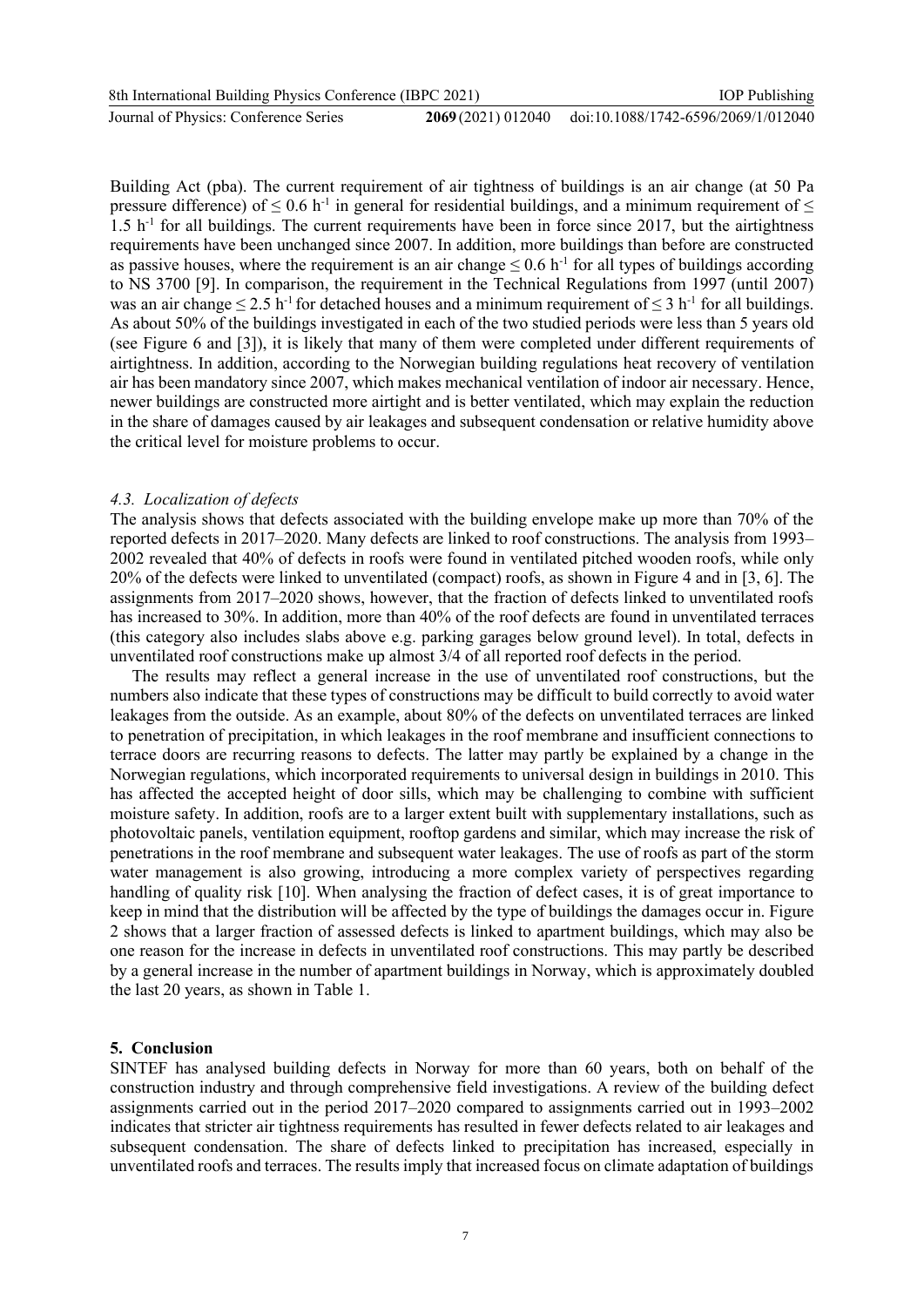Building Act (pba). The current requirement of air tightness of buildings is an air change (at 50 Pa pressure difference) of $\leq 0.6$ h$^{-1}$ in general for residential buildings, and a minimum requirement of $\leq 1.5$ h$^{-1}$ for all buildings. The current requirements have been in force since 2017, but the airtightness requirements have been unchanged since 2007. In addition, more buildings than before are constructed as passive houses, where the requirement is an air change $\leq 0.6$ h$^{-1}$ for all types of buildings according to NS 3700 [9]. In comparison, the requirement in the Technical Regulations from 1997 (until 2007) was an air change $\leq 2.5$ h$^{-1}$ for detached houses and a minimum requirement of $\leq 3$ h$^{-1}$ for all buildings. As about 50% of the buildings investigated in each of the two studied periods were less than 5 years old (see Figure 6 and [3]), it is likely that many of them were completed under different requirements of airtightness. In addition, according to the Norwegian building regulations heat recovery of ventilation air has been mandatory since 2007, which makes mechanical ventilation of indoor air necessary. Hence, newer buildings are constructed more airtight and is better ventilated, which may explain the reduction in the share of damages caused by air leakages and subsequent condensation or relative humidity above the critical level for moisture problems to occur.

### *4.3. Localization of defects*

The analysis shows that defects associated with the building envelope make up more than 70% of the reported defects in 2017–2020. Many defects are linked to roof constructions. The analysis from 1993–2002 revealed that 40% of defects in roofs were found in ventilated pitched wooden roofs, while only 20% of the defects were linked to unventilated (compact) roofs, as shown in Figure 4 and in [3, 6]. The assignments from 2017–2020 shows, however, that the fraction of defects linked to unventilated roofs has increased to 30%. In addition, more than 40% of the roof defects are found in unventilated terraces (this category also includes slabs above e.g. parking garages below ground level). In total, defects in unventilated roof constructions make up almost 3/4 of all reported roof defects in the period.

The results may reflect a general increase in the use of unventilated roof constructions, but the numbers also indicate that these types of constructions may be difficult to build correctly to avoid water leakages from the outside. As an example, about 80% of the defects on unventilated terraces are linked to penetration of precipitation, in which leakages in the roof membrane and insufficient connections to terrace doors are recurring reasons to defects. The latter may partly be explained by a change in the Norwegian regulations, which incorporated requirements to universal design in buildings in 2010. This has affected the accepted height of door sills, which may be challenging to combine with sufficient moisture safety. In addition, roofs are to a larger extent built with supplementary installations, such as photovoltaic panels, ventilation equipment, rooftop gardens and similar, which may increase the risk of penetrations in the roof membrane and subsequent water leakages. The use of roofs as part of the storm water management is also growing, introducing a more complex variety of perspectives regarding handling of quality risk [10]. When analysing the fraction of defect cases, it is of great importance to keep in mind that the distribution will be affected by the type of buildings the damages occur in. Figure 2 shows that a larger fraction of assessed defects is linked to apartment buildings, which may also be one reason for the increase in defects in unventilated roof constructions. This may partly be described by a general increase in the number of apartment buildings in Norway, which is approximately doubled the last 20 years, as shown in Table 1.

## 5. Conclusion

SINTEF has analysed building defects in Norway for more than 60 years, both on behalf of the construction industry and through comprehensive field investigations. A review of the building defect assignments carried out in the period 2017–2020 compared to assignments carried out in 1993–2002 indicates that stricter air tightness requirements has resulted in fewer defects related to air leakages and subsequent condensation. The share of defects linked to precipitation has increased, especially in unventilated roofs and terraces. The results imply that increased focus on climate adaptation of buildings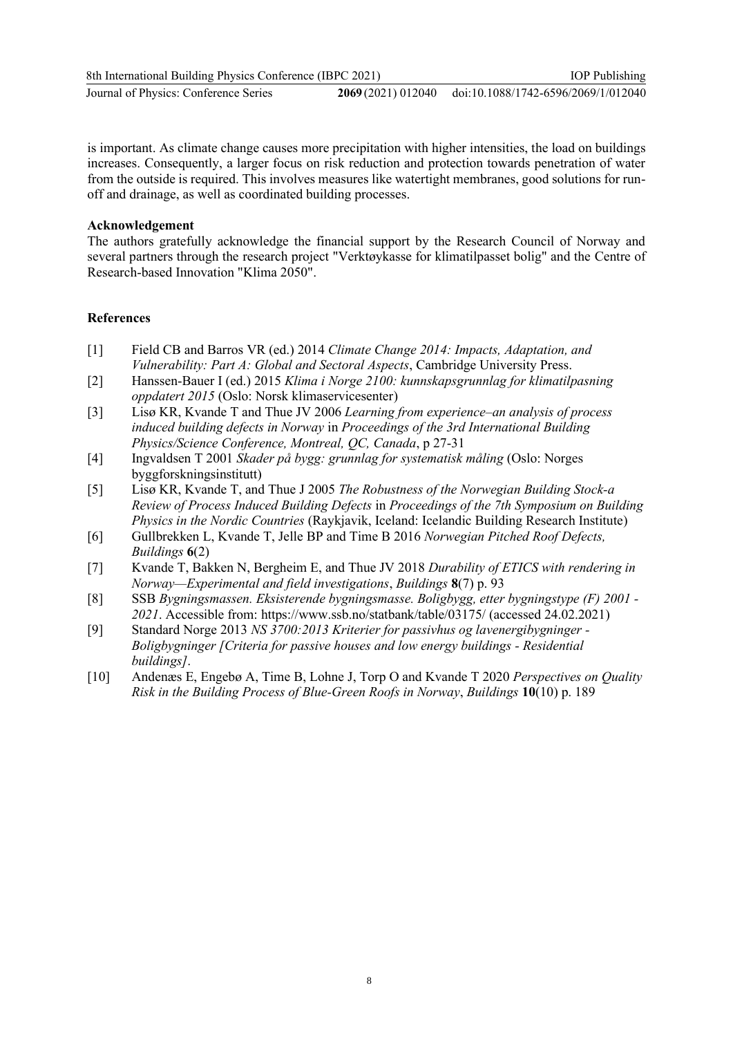is important. As climate change causes more precipitation with higher intensities, the load on buildings increases. Consequently, a larger focus on risk reduction and protection towards penetration of water from the outside is required. This involves measures like watertight membranes, good solutions for run-off and drainage, as well as coordinated building processes.

**Acknowledgement**

The authors gratefully acknowledge the financial support by the Research Council of Norway and several partners through the research project "Verktøykasse for klimatilpasset bolig" and the Centre of Research-based Innovation "Klima 2050".

**References**

[1] Field CB and Barros VR (ed.) 2014 *Climate Change 2014: Impacts, Adaptation, and Vulnerability: Part A: Global and Sectoral Aspects*, Cambridge University Press.

[2] Hanssen-Bauer I (ed.) 2015 *Klima i Norge 2100: kunnskapsgrunnlag for klimatilpasning oppdatert 2015* (Oslo: Norsk klimaservicesenter)

[3] Lisø KR, Kvande T and Thue JV 2006 *Learning from experience–an analysis of process induced building defects in Norway* in *Proceedings of the 3rd International Building Physics/Science Conference, Montreal, QC, Canada*, p 27-31

[4] Ingvaldsen T 2001 *Skader på bygg: grunnlag for systematisk måling* (Oslo: Norges byggforskningsinstitutt)

[5] Lisø KR, Kvande T, and Thue J 2005 *The Robustness of the Norwegian Building Stock-a Review of Process Induced Building Defects* in *Proceedings of the 7th Symposium on Building Physics in the Nordic Countries* (Raykjavik, Iceland: Icelandic Building Research Institute)

[6] Gullbrekken L, Kvande T, Jelle BP and Time B 2016 *Norwegian Pitched Roof Defects, Buildings* **6**(2)

[7] Kvande T, Bakken N, Bergheim E, and Thue JV 2018 *Durability of ETICS with rendering in Norway—Experimental and field investigations*, *Buildings* **8**(7) p. 93

[8] SSB *Bygningsmassen. Eksisterende bygningsmasse. Boligbygg, etter bygningstype (F) 2001 - 2021*. Accessible from: https://www.ssb.no/statbank/table/03175/ (accessed 24.02.2021)

[9] Standard Norge 2013 *NS 3700:2013 Kriterier for passivhus og lavenergibygninger - Boligbygninger [Criteria for passive houses and low energy buildings - Residential buildings]*.

[10] Andenæs E, Engebø A, Time B, Lohne J, Torp O and Kvande T 2020 *Perspectives on Quality Risk in the Building Process of Blue-Green Roofs in Norway*, *Buildings* **10**(10) p. 189